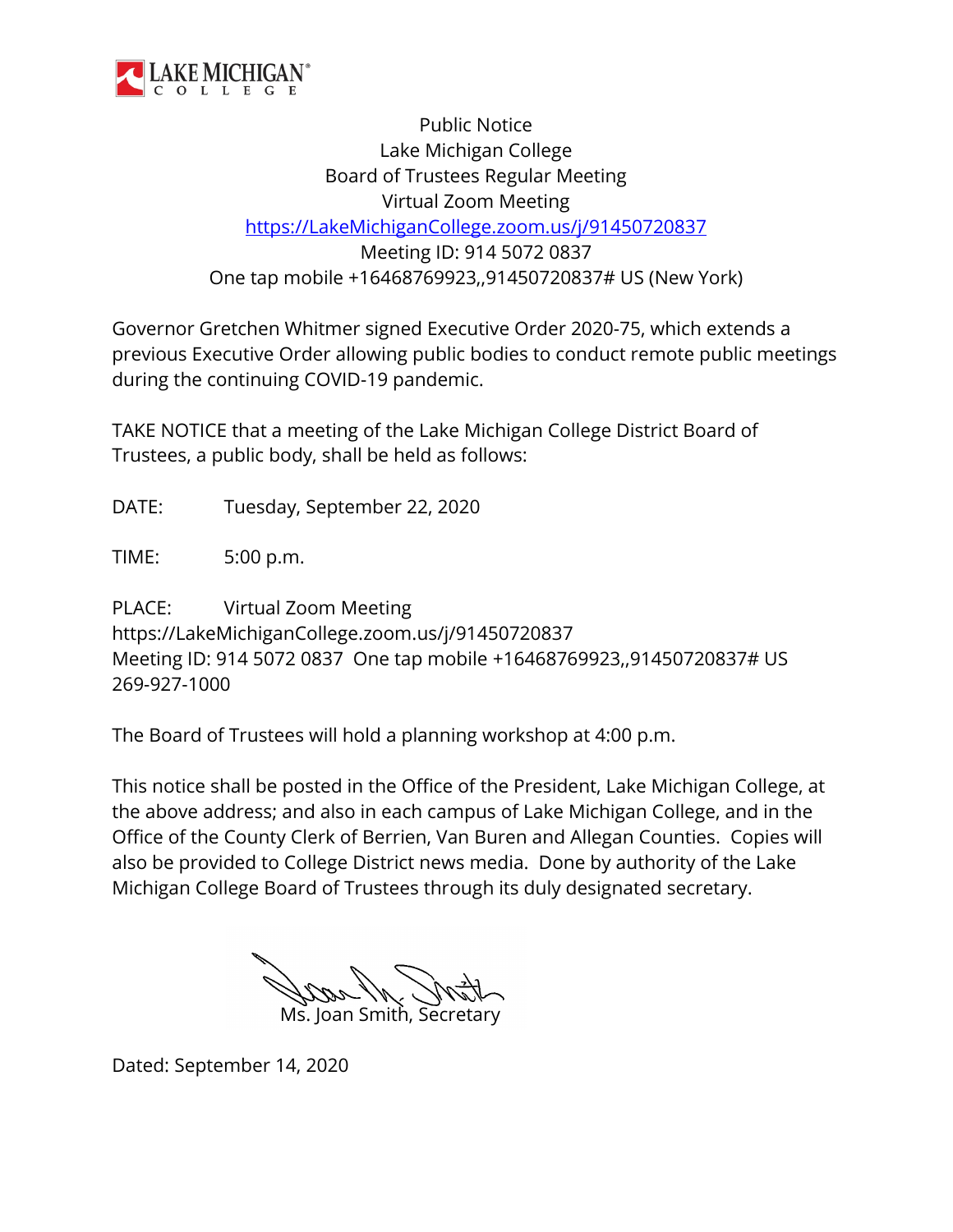Public Notice
Lake Michigan College
Board of Trustees Regular Meeting
Virtual Zoom Meeting
https://LakeMichiganCollege.zoom.us/j/91450720837
Meeting ID: 914 5072 0837
One tap mobile +16468769923,,91450720837# US (New York)

Governor Gretchen Whitmer signed Executive Order 2020-75, which extends a previous Executive Order allowing public bodies to conduct remote public meetings during the continuing COVID-19 pandemic.

TAKE NOTICE that a meeting of the Lake Michigan College District Board of Trustees, a public body, shall be held as follows:

DATE: Tuesday, September 22, 2020

TIME: 5:00 p.m.

PLACE: Virtual Zoom Meeting
https://LakeMichiganCollege.zoom.us/j/91450720837
Meeting ID: 914 5072 0837 One tap mobile +16468769923,,91450720837# US
269-927-1000

The Board of Trustees will hold a planning workshop at 4:00 p.m.

This notice shall be posted in the Office of the President, Lake Michigan College, at the above address; and also in each campus of Lake Michigan College, and in the Office of the County Clerk of Berrien, Van Buren and Allegan Counties. Copies will also be provided to College District news media. Done by authority of the Lake Michigan College Board of Trustees through its duly designated secretary.

Ms. Joan Smith, Secretary

Dated: September 14, 2020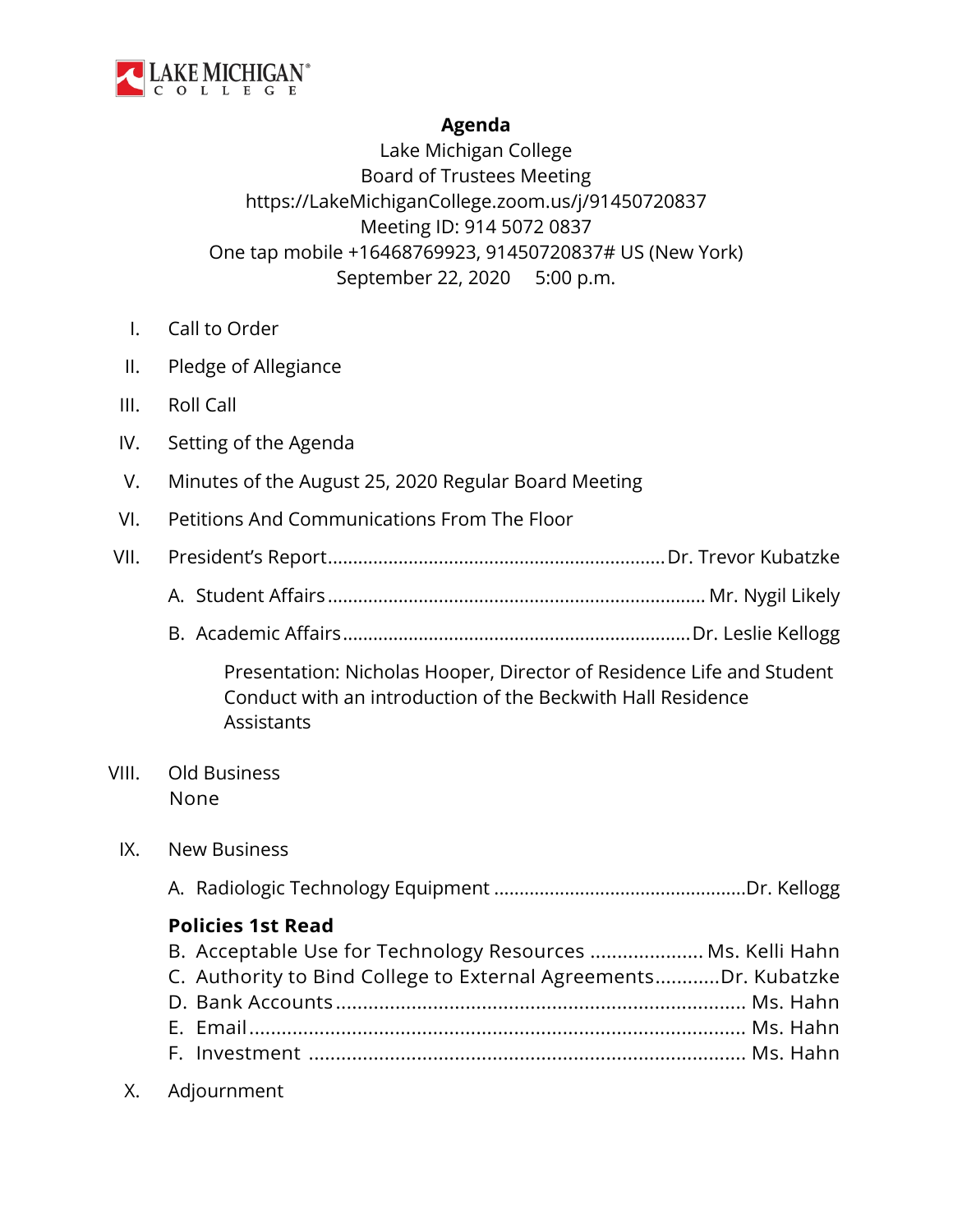LAKE MICHIGAN COLLEGE

# Agenda

Lake Michigan College
Board of Trustees Meeting
https://LakeMichiganCollege.zoom.us/j/91450720837
Meeting ID: 914 5072 0837
One tap mobile +16468769923, 91450720837# US (New York)
September 22, 2020 5:00 p.m.

I. Call to Order

II. Pledge of Allegiance

III. Roll Call

IV. Setting of the Agenda

V. Minutes of the August 25, 2020 Regular Board Meeting

VI. Petitions And Communications From The Floor

VII. President's Report............................................................Dr. Trevor Kubatzke

   A. Student Affairs..................................................................Mr. Nygil Likely

   B. Academic Affairs...............................................................Dr. Leslie Kellogg

      Presentation: Nicholas Hooper, Director of Residence Life and Student Conduct with an introduction of the Beckwith Hall Residence Assistants

VIII. Old Business
   None

IX. New Business

   A. Radiologic Technology Equipment ..........................................Dr. Kellogg

   **Policies 1st Read**

   B. Acceptable Use for Technology Resources .................... Ms. Kelli Hahn
   C. Authority to Bind College to External Agreements............Dr. Kubatzke
   D. Bank Accounts.................................................................... Ms. Hahn
   E. Email.................................................................................. Ms. Hahn
   F. Investment ......................................................................... Ms. Hahn

X. Adjournment